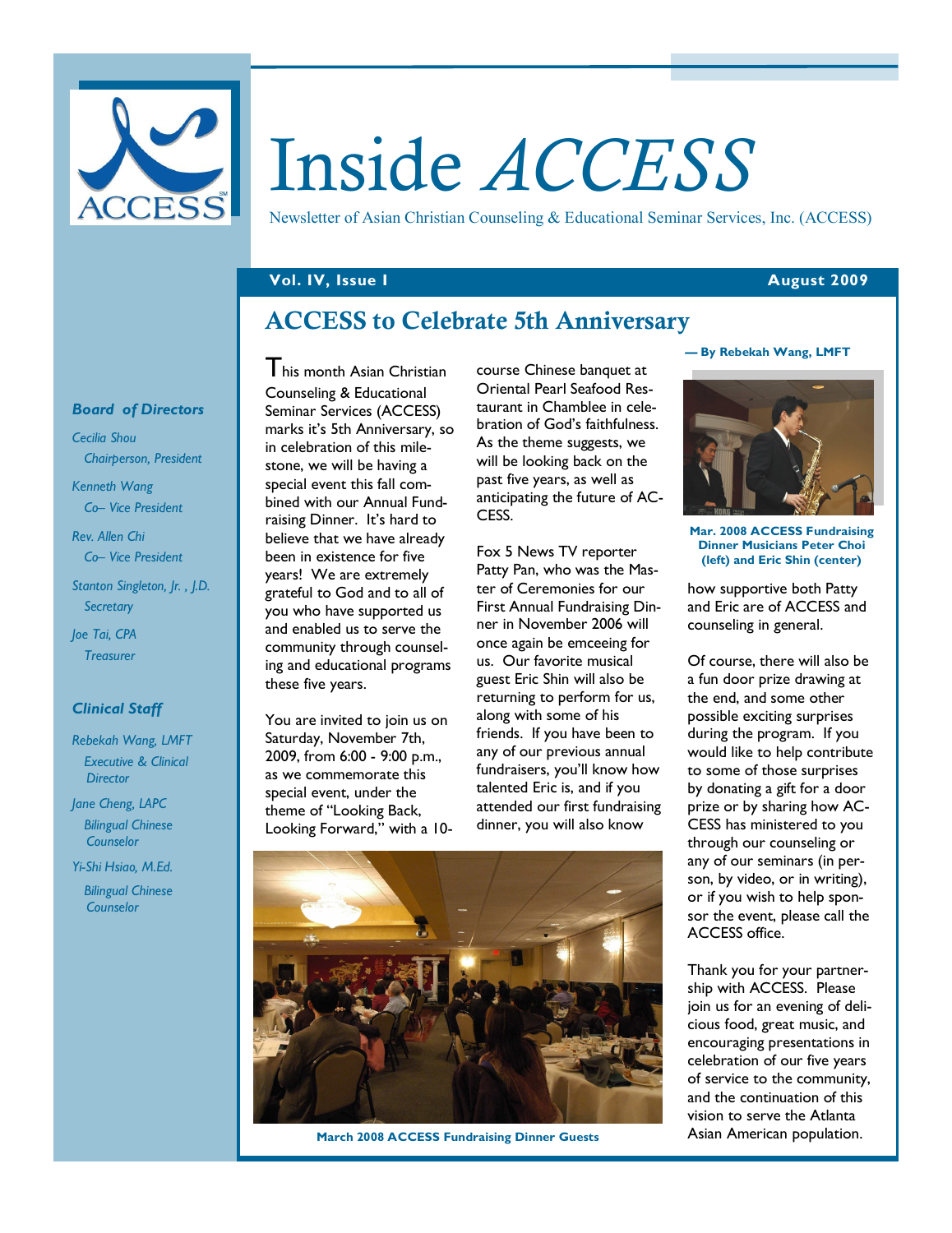# Inside *ACCESS*

Newsletter of Asian Christian Counseling & Educational Seminar Services, Inc. (ACCESS)

**Vol. IV, Issue I** **August 2009**

### *Board of Directors*

*Cecilia Shou*
*Chairperson, President*

*Kenneth Wang*
*Co– Vice President*

*Rev. Allen Chi*
*Co– Vice President*

*Stanton Singleton, Jr. , J.D.*
*Secretary*

*Joe Tai, CPA*
*Treasurer*

### *Clinical Staff*

*Rebekah Wang, LMFT*
*Executive & Clinical Director*

*Jane Cheng, LAPC*
*Bilingual Chinese Counselor*

*Yi-Shi Hsiao, M.Ed.*
*Bilingual Chinese Counselor*

## ACCESS to Celebrate 5th Anniversary

**— By Rebekah Wang, LMFT**

This month Asian Christian Counseling & Educational Seminar Services (ACCESS) marks it's 5th Anniversary, so in celebration of this milestone, we will be having a special event this fall combined with our Annual Fundraising Dinner. It's hard to believe that we have already been in existence for five years! We are extremely grateful to God and to all of you who have supported us and enabled us to serve the community through counseling and educational programs these five years.

You are invited to join us on Saturday, November 7th, 2009, from 6:00 - 9:00 p.m., as we commemorate this special event, under the theme of "Looking Back, Looking Forward," with a 10-course Chinese banquet at Oriental Pearl Seafood Restaurant in Chamblee in celebration of God's faithfulness. As the theme suggests, we will be looking back on the past five years, as well as anticipating the future of ACCESS.

Fox 5 News TV reporter Patty Pan, who was the Master of Ceremonies for our First Annual Fundraising Dinner in November 2006 will once again be emceeing for us. Our favorite musical guest Eric Shin will also be returning to perform for us, along with some of his friends. If you have been to any of our previous annual fundraisers, you'll know how talented Eric is, and if you attended our first fundraising dinner, you will also know how supportive both Patty and Eric are of ACCESS and counseling in general.

**Mar. 2008 ACCESS Fundraising Dinner Musicians Peter Choi (left) and Eric Shin (center)**

Of course, there will also be a fun door prize drawing at the end, and some other possible exciting surprises during the program. If you would like to help contribute to some of those surprises by donating a gift for a door prize or by sharing how ACCESS has ministered to you through our counseling or any of our seminars (in person, by video, or in writing), or if you wish to help sponsor the event, please call the ACCESS office.

Thank you for your partnership with ACCESS. Please join us for an evening of delicious food, great music, and encouraging presentations in celebration of our five years of service to the community, and the continuation of this vision to serve the Atlanta Asian American population.

**March 2008 ACCESS Fundraising Dinner Guests**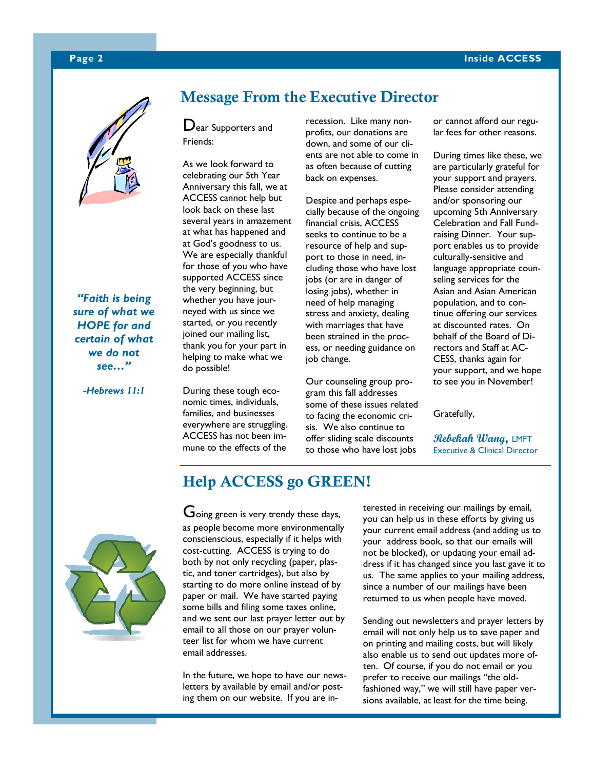## Message From the Executive Director

Dear Supporters and Friends:

As we look forward to celebrating our 5th Year Anniversary this fall, we at ACCESS cannot help but look back on these last several years in amazement at what has happened and at God's goodness to us. We are especially thankful for those of you who have supported ACCESS since the very beginning, but whether you have journeyed with us since we started, or you recently joined our mailing list, thank you for your part in helping to make what we do possible!

During these tough economic times, individuals, families, and businesses everywhere are struggling. ACCESS has not been immune to the effects of the recession. Like many non-profits, our donations are down, and some of our clients are not able to come in as often because of cutting back on expenses.

Despite and perhaps especially because of the ongoing financial crisis, ACCESS seeks to continue to be a resource of help and support to those in need, including those who have lost jobs (or are in danger of losing jobs), whether in need of help managing stress and anxiety, dealing with marriages that have been strained in the process, or needing guidance on job change.

Our counseling group program this fall addresses some of these issues related to facing the economic crisis. We also continue to offer sliding scale discounts to those who have lost jobs or cannot afford our regular fees for other reasons.

During times like these, we are particularly grateful for your support and prayers. Please consider attending and/or sponsoring our upcoming 5th Anniversary Celebration and Fall Fundraising Dinner. Your support enables us to provide culturally-sensitive and language appropriate counseling services for the Asian and Asian American population, and to continue offering our services at discounted rates. On behalf of the Board of Directors and Staff at ACCESS, thanks again for your support, and we hope to see you in November!

Gratefully,

*Rebekah Wang*, LMFT
Executive & Clinical Director

***"Faith is being sure of what we HOPE for and certain of what we do not see…"***

***-Hebrews 11:1***

## Help ACCESS go GREEN!

Going green is very trendy these days, as people become more environmentally conscienscious, especially if it helps with cost-cutting. ACCESS is trying to do both by not only recycling (paper, plastic, and toner cartridges), but also by starting to do more online instead of by paper or mail. We have started paying some bills and filing some taxes online, and we sent our last prayer letter out by email to all those on our prayer volunteer list for whom we have current email addresses.

In the future, we hope to have our newsletters by available by email and/or posting them on our website. If you are interested in receiving our mailings by email, you can help us in these efforts by giving us your current email address (and adding us to your address book, so that our emails will not be blocked), or updating your email address if it has changed since you last gave it to us. The same applies to your mailing address, since a number of our mailings have been returned to us when people have moved.

Sending out newsletters and prayer letters by email will not only help us to save paper and on printing and mailing costs, but will likely also enable us to send out updates more often. Of course, if you do not email or you prefer to receive our mailings "the old-fashioned way," we will still have paper versions available, at least for the time being.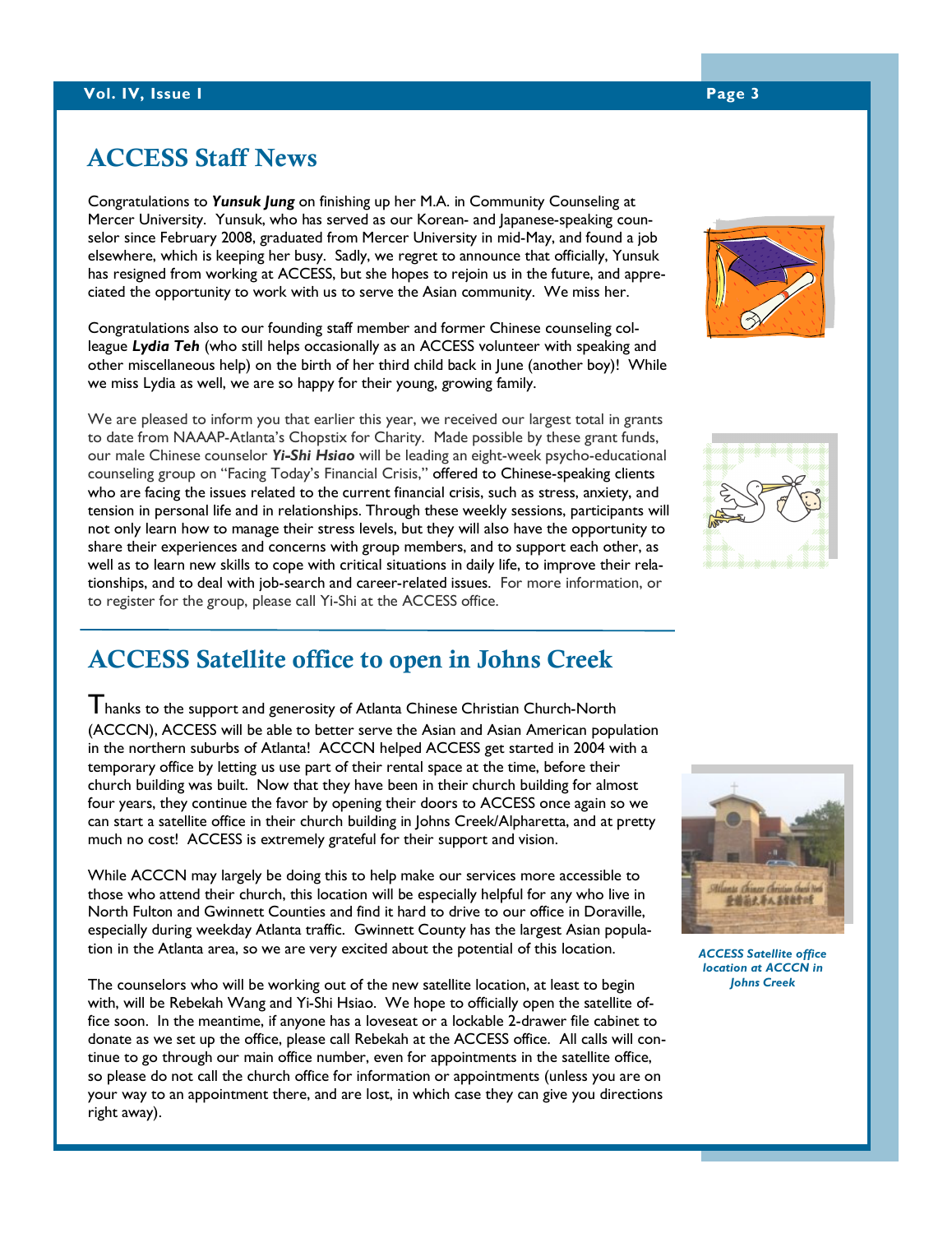## ACCESS Staff News

Congratulations to ***Yunsuk Jung*** on finishing up her M.A. in Community Counseling at Mercer University. Yunsuk, who has served as our Korean- and Japanese-speaking counselor since February 2008, graduated from Mercer University in mid-May, and found a job elsewhere, which is keeping her busy. Sadly, we regret to announce that officially, Yunsuk has resigned from working at ACCESS, but she hopes to rejoin us in the future, and appreciated the opportunity to work with us to serve the Asian community. We miss her.

Congratulations also to our founding staff member and former Chinese counseling colleague ***Lydia Teh*** (who still helps occasionally as an ACCESS volunteer with speaking and other miscellaneous help) on the birth of her third child back in June (another boy)! While we miss Lydia as well, we are so happy for their young, growing family.

We are pleased to inform you that earlier this year, we received our largest total in grants to date from NAAAP-Atlanta's Chopstix for Charity. Made possible by these grant funds, our male Chinese counselor ***Yi-Shi Hsiao*** will be leading an eight-week psycho-educational counseling group on "Facing Today's Financial Crisis," offered to Chinese-speaking clients who are facing the issues related to the current financial crisis, such as stress, anxiety, and tension in personal life and in relationships. Through these weekly sessions, participants will not only learn how to manage their stress levels, but they will also have the opportunity to share their experiences and concerns with group members, and to support each other, as well as to learn new skills to cope with critical situations in daily life, to improve their relationships, and to deal with job-search and career-related issues. For more information, or to register for the group, please call Yi-Shi at the ACCESS office.

## ACCESS Satellite office to open in Johns Creek

Thanks to the support and generosity of Atlanta Chinese Christian Church-North (ACCCN), ACCESS will be able to better serve the Asian and Asian American population in the northern suburbs of Atlanta! ACCCN helped ACCESS get started in 2004 with a temporary office by letting us use part of their rental space at the time, before their church building was built. Now that they have been in their church building for almost four years, they continue the favor by opening their doors to ACCESS once again so we can start a satellite office in their church building in Johns Creek/Alpharetta, and at pretty much no cost! ACCESS is extremely grateful for their support and vision.

While ACCCN may largely be doing this to help make our services more accessible to those who attend their church, this location will be especially helpful for any who live in North Fulton and Gwinnett Counties and find it hard to drive to our office in Doraville, especially during weekday Atlanta traffic. Gwinnett County has the largest Asian population in the Atlanta area, so we are very excited about the potential of this location.

*ACCESS Satellite office location at ACCCN in Johns Creek*

The counselors who will be working out of the new satellite location, at least to begin with, will be Rebekah Wang and Yi-Shi Hsiao. We hope to officially open the satellite office soon. In the meantime, if anyone has a loveseat or a lockable 2-drawer file cabinet to donate as we set up the office, please call Rebekah at the ACCESS office. All calls will continue to go through our main office number, even for appointments in the satellite office, so please do not call the church office for information or appointments (unless you are on your way to an appointment there, and are lost, in which case they can give you directions right away).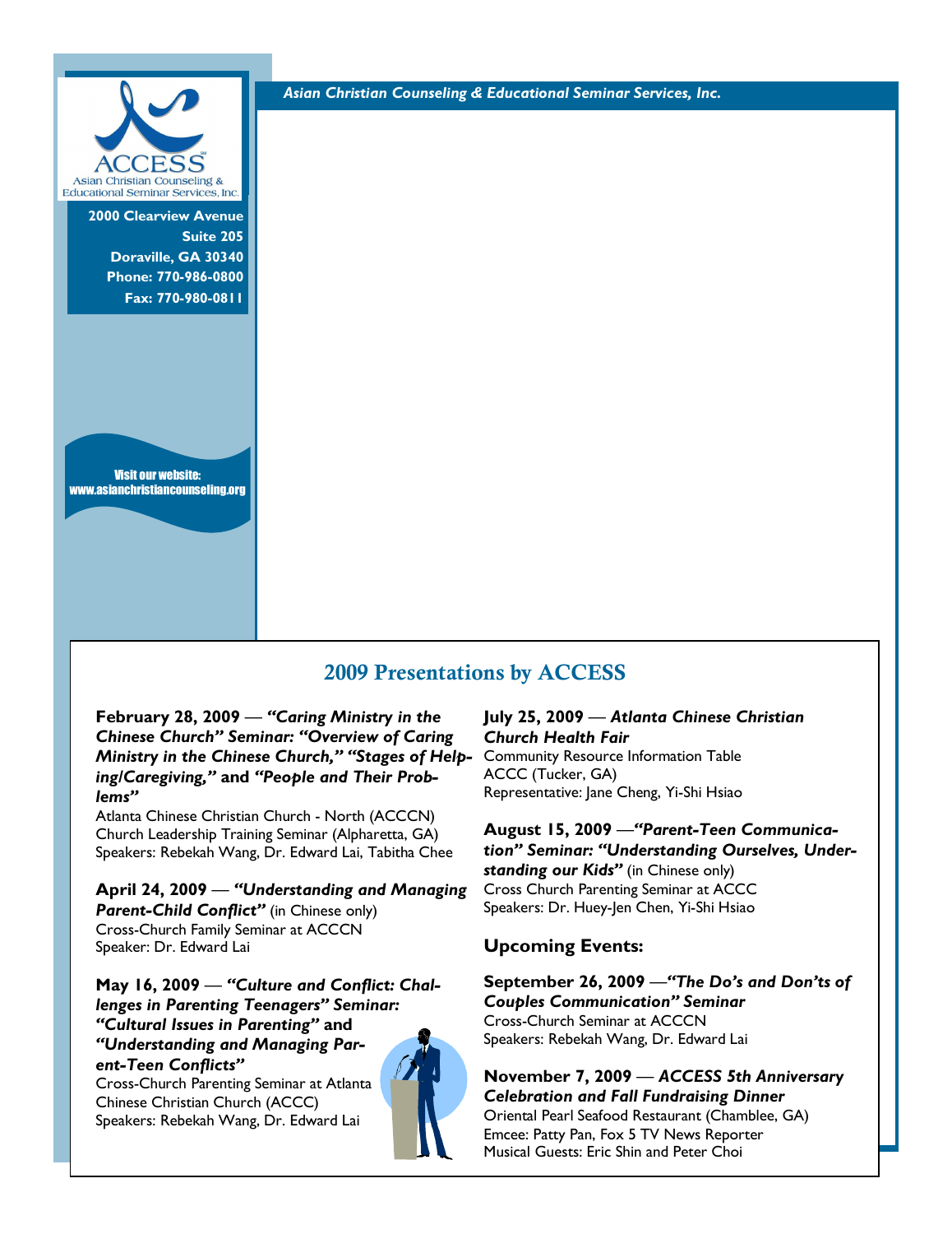Asian Christian Counseling & Educational Seal Services, Inc.

ACCESS

Asian Christian Counseling & Educational Seminar Services, Inc.

**2000 Clearview Avenue**
**Suite 205**
**Doraville, GA 30340**
**Phone: 770-986-0800**
**Fax: 770-980-0811**

Visit our website:
www.asianchristiancounseling.org

## 2009 Presentations by ACCESS

**February 28, 2009** — ***"Caring Ministry in the Chinese Church" Seminar: "Overview of Caring Ministry in the Chinese Church," "Stages of Helping/Caregiving,"*** **and** ***"People and Their Problems"***
Atlanta Chinese Christian Church - North (ACCCN)
Church Leadership Training Seminar (Alpharetta, GA)
Speakers: Rebekah Wang, Dr. Edward Lai, Tabitha Chee

**April 24, 2009** — ***"Understanding and Managing Parent-Child Conflict"*** (in Chinese only)
Cross-Church Family Seminar at ACCCN
Speaker: Dr. Edward Lai

**May 16, 2009** — ***"Culture and Conflict: Challenges in Parenting Teenagers" Seminar: "Cultural Issues in Parenting"*** **and** ***"Understanding and Managing Parent-Teen Conflicts"***
Cross-Church Parenting Seminar at Atlanta Chinese Christian Church (ACCC)
Speakers: Rebekah Wang, Dr. Edward Lai

**July 25, 2009** — ***Atlanta Chinese Christian Church Health Fair***
Community Resource Information Table
ACCC (Tucker, GA)
Representative: Jane Cheng, Yi-Shi Hsiao

**August 15, 2009** —***"Parent-Teen Communication" Seminar: "Understanding Ourselves, Understanding our Kids"*** (in Chinese only)
Cross Church Parenting Seminar at ACCC
Speakers: Dr. Huey-Jen Chen, Yi-Shi Hsiao

### Upcoming Events:

**September 26, 2009** —***"The Do's and Don'ts of Couples Communication" Seminar***
Cross-Church Seminar at ACCCN
Speakers: Rebekah Wang, Dr. Edward Lai

**November 7, 2009** — ***ACCESS 5th Anniversary Celebration and Fall Fundraising Dinner***
Oriental Pearl Seafood Restaurant (Chamblee, GA)
Emcee: Patty Pan, Fox 5 TV News Reporter
Musical Guests: Eric Shin and Peter Choi